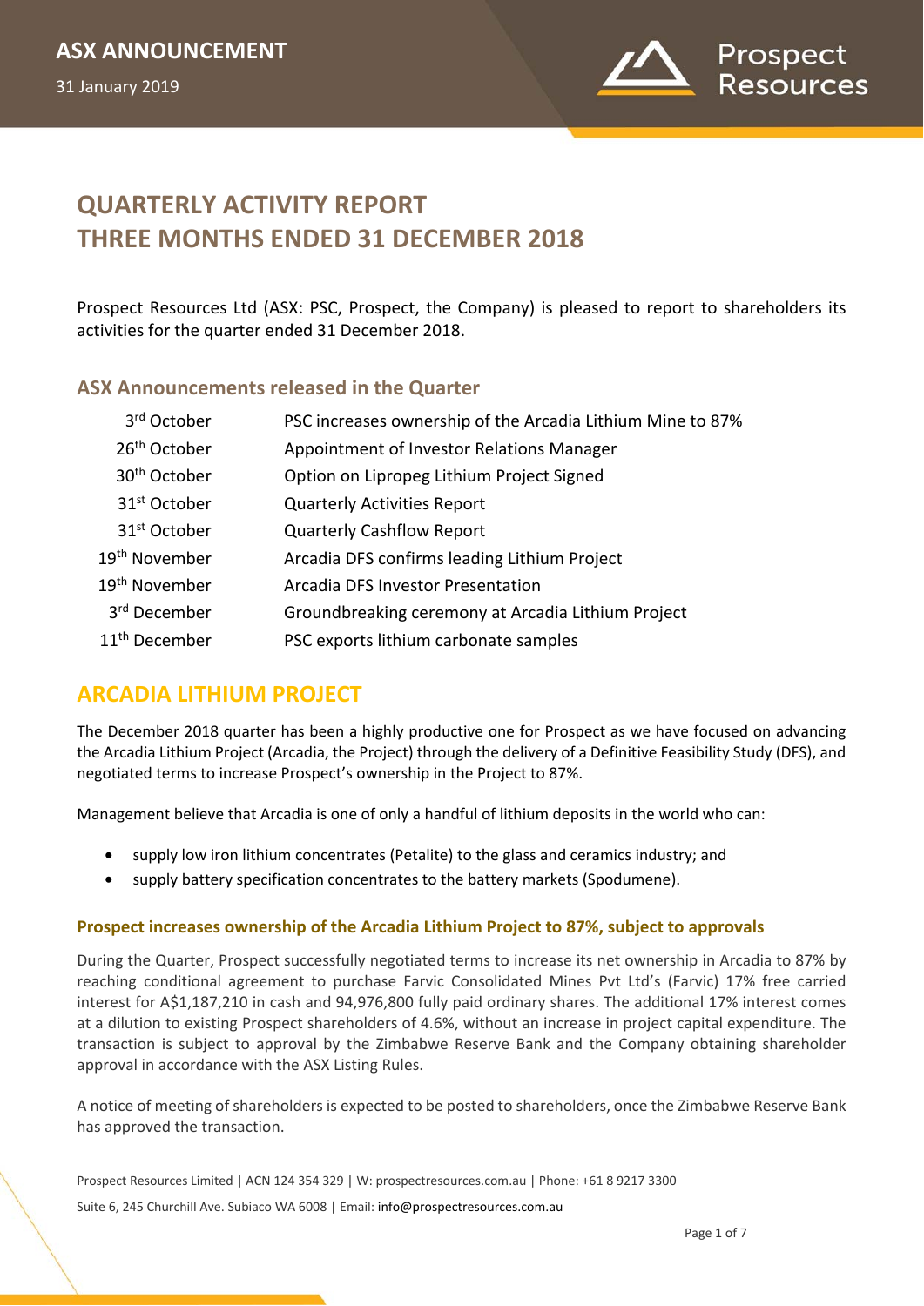ASX ANNOUNCEMENT

31 January 2019

# QUARTERLY ACTIVITY REPORT
# THREE MONTHS ENDED 31 DECEMBER 2018

Prospect Resources Ltd (ASX: PSC, Prospect, the Company) is pleased to report to shareholders its activities for the quarter ended 31 December 2018.

## ASX Announcements released in the Quarter

| | |
|---|---|
| 3rd October | PSC increases ownership of the Arcadia Lithium Mine to 87% |
| 26th October | Appointment of Investor Relations Manager |
| 30th October | Option on Lipropeg Lithium Project Signed |
| 31st October | Quarterly Activities Report |
| 31st October | Quarterly Cashflow Report |
| 19th November | Arcadia DFS confirms leading Lithium Project |
| 19th November | Arcadia DFS Investor Presentation |
| 3rd December | Groundbreaking ceremony at Arcadia Lithium Project |
| 11th December | PSC exports lithium carbonate samples |

## ARCADIA LITHIUM PROJECT

The December 2018 quarter has been a highly productive one for Prospect as we have focused on advancing the Arcadia Lithium Project (Arcadia, the Project) through the delivery of a Definitive Feasibility Study (DFS), and negotiated terms to increase Prospect's ownership in the Project to 87%.

Management believe that Arcadia is one of only a handful of lithium deposits in the world who can:

- supply low iron lithium concentrates (Petalite) to the glass and ceramics industry; and
- supply battery specification concentrates to the battery markets (Spodumene).

### Prospect increases ownership of the Arcadia Lithium Project to 87%, subject to approvals

During the Quarter, Prospect successfully negotiated terms to increase its net ownership in Arcadia to 87% by reaching conditional agreement to purchase Farvic Consolidated Mines Pvt Ltd's (Farvic) 17% free carried interest for A$1,187,210 in cash and 94,976,800 fully paid ordinary shares. The additional 17% interest comes at a dilution to existing Prospect shareholders of 4.6%, without an increase in project capital expenditure. The transaction is subject to approval by the Zimbabwe Reserve Bank and the Company obtaining shareholder approval in accordance with the ASX Listing Rules.

A notice of meeting of shareholders is expected to be posted to shareholders, once the Zimbabwe Reserve Bank has approved the transaction.

Prospect Resources Limited | ACN 124 354 329 | W: prospectresources.com.au | Phone: +61 8 9217 3300
Suite 6, 245 Churchill Ave. Subiaco WA 6008 | Email: info@prospectresources.com.au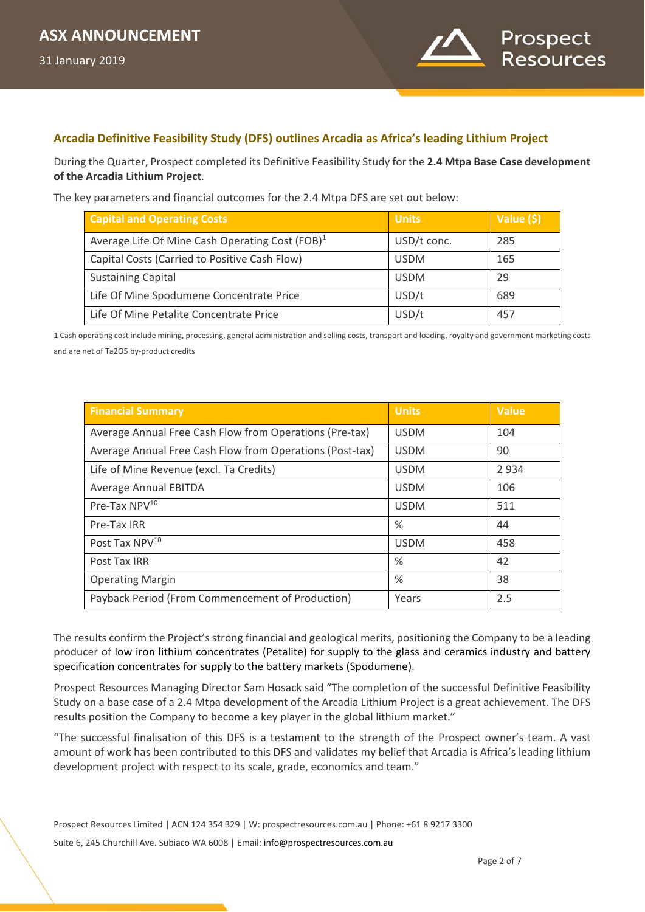## Arcadia Definitive Feasibility Study (DFS) outlines Arcadia as Africa's leading Lithium Project

During the Quarter, Prospect completed its Definitive Feasibility Study for the **2.4 Mtpa Base Case development of the Arcadia Lithium Project**.

The key parameters and financial outcomes for the 2.4 Mtpa DFS are set out below:

| Capital and Operating Costs | Units | Value ($) |
|---|---|---|
| Average Life Of Mine Cash Operating Cost (FOB)[1] | USD/t conc. | 285 |
| Capital Costs (Carried to Positive Cash Flow) | USDM | 165 |
| Sustaining Capital | USDM | 29 |
| Life Of Mine Spodumene Concentrate Price | USD/t | 689 |
| Life Of Mine Petalite Concentrate Price | USD/t | 457 |

1 Cash operating cost include mining, processing, general administration and selling costs, transport and loading, royalty and government marketing costs and are net of $Ta_2O_5$ by-product credits

| Financial Summary | Units | Value |
|---|---|---|
| Average Annual Free Cash Flow from Operations (Pre-tax) | USDM | 104 |
| Average Annual Free Cash Flow from Operations (Post-tax) | USDM | 90 |
| Life of Mine Revenue (excl. Ta Credits) | USDM | 2 934 |
| Average Annual EBITDA | USDM | 106 |
| Pre-Tax $NPV^{10}$ | USDM | 511 |
| Pre-Tax IRR | % | 44 |
| Post Tax $NPV^{10}$ | USDM | 458 |
| Post Tax IRR | % | 42 |
| Operating Margin | % | 38 |
| Payback Period (From Commencement of Production) | Years | 2.5 |

The results confirm the Project's strong financial and geological merits, positioning the Company to be a leading producer of low iron lithium concentrates (Petalite) for supply to the glass and ceramics industry and battery specification concentrates for supply to the battery markets (Spodumene).

Prospect Resources Managing Director Sam Hosack said "The completion of the successful Definitive Feasibility Study on a base case of a 2.4 Mtpa development of the Arcadia Lithium Project is a great achievement. The DFS results position the Company to become a key player in the global lithium market."

"The successful finalisation of this DFS is a testament to the strength of the Prospect owner's team. A vast amount of work has been contributed to this DFS and validates my belief that Arcadia is Africa's leading lithium development project with respect to its scale, grade, economics and team."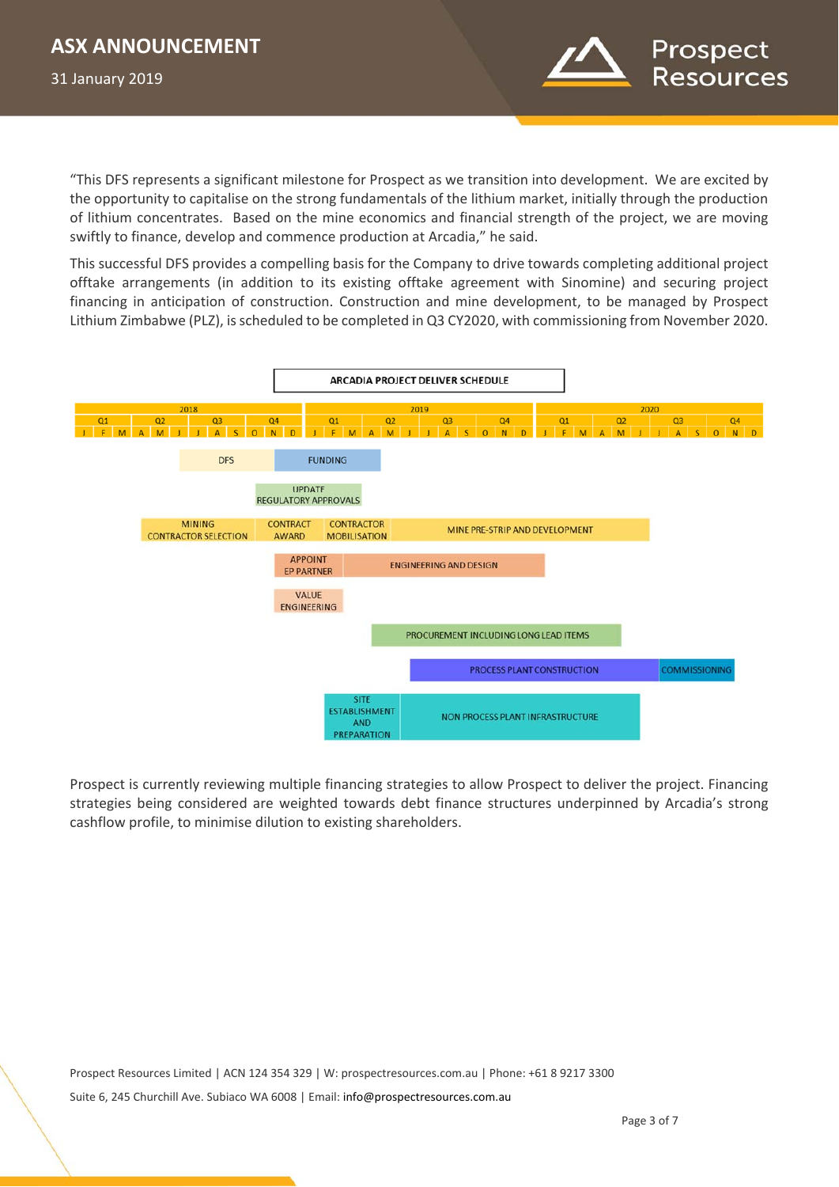"This DFS represents a significant milestone for Prospect as we transition into development. We are excited by the opportunity to capitalise on the strong fundamentals of the lithium market, initially through the production of lithium concentrates. Based on the mine economics and financial strength of the project, we are moving swiftly to finance, develop and commence production at Arcadia," he said.

This successful DFS provides a compelling basis for the Company to drive towards completing additional project offtake arrangements (in addition to its existing offtake agreement with Sinomine) and securing project financing in anticipation of construction. Construction and mine development, to be managed by Prospect Lithium Zimbabwe (PLZ), is scheduled to be completed in Q3 CY2020, with commissioning from November 2020.

**ARCADIA PROJECT DELIVER SCHEDULE**

Timeline: 2018 – 2020 (Q1–Q4, J F M A M J J A S O N D)

- DFS
- FUNDING
- UPDATE REGULATORY APPROVALS
- MINING CONTRACTOR SELECTION
- CONTRACT AWARD
- CONTRACTOR MOBILISATION
- MINE PRE-STRIP AND DEVELOPMENT
- APPOINT EP PARTNER
- ENGINEERING AND DESIGN
- VALUE ENGINEERING
- PROCUREMENT INCLUDING LONG LEAD ITEMS
- PROCESS PLANT CONSTRUCTION
- COMMISSIONING
- SITE ESTABLISHMENT AND PREPARATION
- NON PROCESS PLANT INFRASTRUCTURE

Prospect is currently reviewing multiple financing strategies to allow Prospect to deliver the project. Financing strategies being considered are weighted towards debt finance structures underpinned by Arcadia's strong cashflow profile, to minimise dilution to existing shareholders.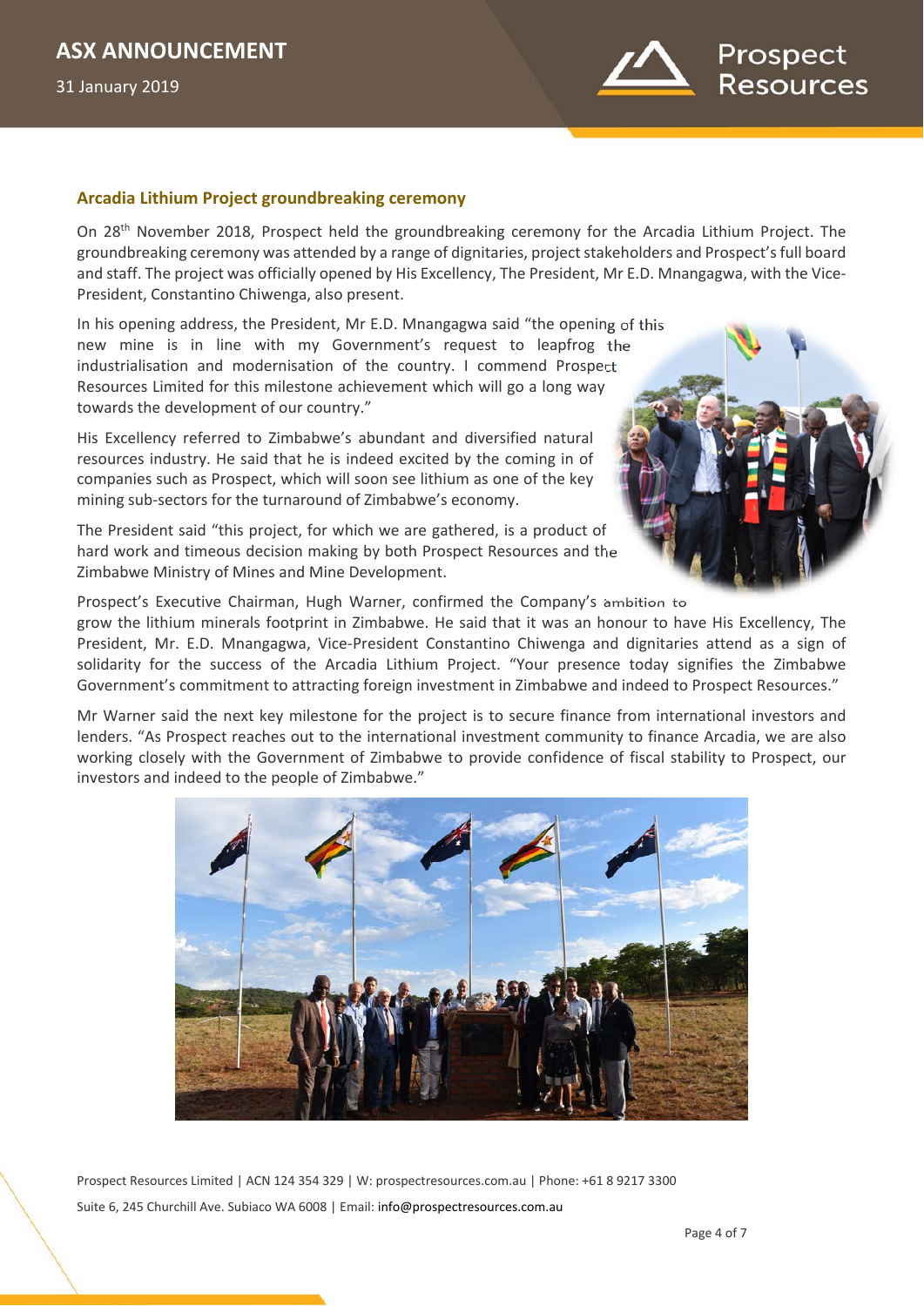## Arcadia Lithium Project groundbreaking ceremony

On 28th November 2018, Prospect held the groundbreaking ceremony for the Arcadia Lithium Project. The groundbreaking ceremony was attended by a range of dignitaries, project stakeholders and Prospect's full board and staff. The project was officially opened by His Excellency, The President, Mr E.D. Mnangagwa, with the Vice-President, Constantino Chiwenga, also present.

In his opening address, the President, Mr E.D. Mnangagwa said "the opening of this new mine is in line with my Government's request to leapfrog the industrialisation and modernisation of the country. I commend Prospect Resources Limited for this milestone achievement which will go a long way towards the development of our country."

His Excellency referred to Zimbabwe's abundant and diversified natural resources industry. He said that he is indeed excited by the coming in of companies such as Prospect, which will soon see lithium as one of the key mining sub-sectors for the turnaround of Zimbabwe's economy.

The President said "this project, for which we are gathered, is a product of hard work and timeous decision making by both Prospect Resources and the Zimbabwe Ministry of Mines and Mine Development.

Prospect's Executive Chairman, Hugh Warner, confirmed the Company's ambition to grow the lithium minerals footprint in Zimbabwe. He said that it was an honour to have His Excellency, The President, Mr. E.D. Mnangagwa, Vice-President Constantino Chiwenga and dignitaries attend as a sign of solidarity for the success of the Arcadia Lithium Project. "Your presence today signifies the Zimbabwe Government's commitment to attracting foreign investment in Zimbabwe and indeed to Prospect Resources."

Mr Warner said the next key milestone for the project is to secure finance from international investors and lenders. "As Prospect reaches out to the international investment community to finance Arcadia, we are also working closely with the Government of Zimbabwe to provide confidence of fiscal stability to Prospect, our investors and indeed to the people of Zimbabwe."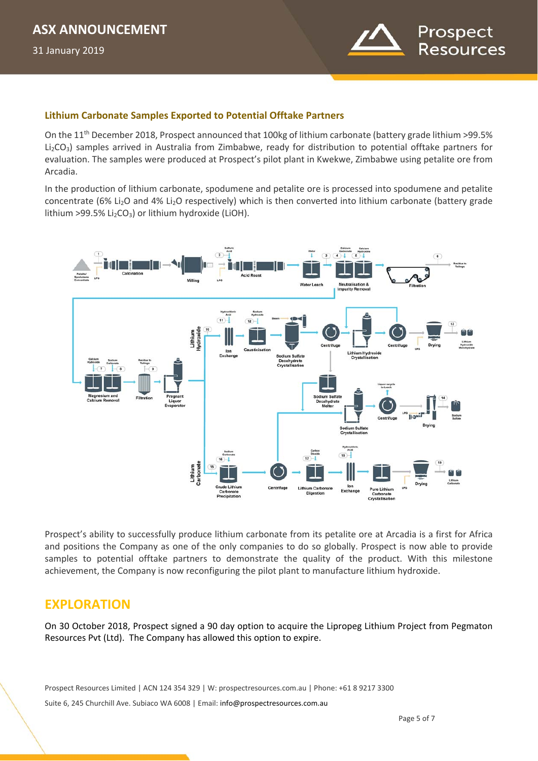### Lithium Carbonate Samples Exported to Potential Offtake Partners

On the 11th December 2018, Prospect announced that 100kg of lithium carbonate (battery grade lithium >99.5% $Li_2CO_3$) samples arrived in Australia from Zimbabwe, ready for distribution to potential offtake partners for evaluation. The samples were produced at Prospect's pilot plant in Kwekwe, Zimbabwe using petalite ore from Arcadia.

In the production of lithium carbonate, spodumene and petalite ore is processed into spodumene and petalite concentrate (6% $Li_2O$ and 4% $Li_2O$ respectively) which is then converted into lithium carbonate (battery grade lithium >99.5% $Li_2CO_3$) or lithium hydroxide (LiOH).

Prospect's ability to successfully produce lithium carbonate from its petalite ore at Arcadia is a first for Africa and positions the Company as one of the only companies to do so globally. Prospect is now able to provide samples to potential offtake partners to demonstrate the quality of the product. With this milestone achievement, the Company is now reconfiguring the pilot plant to manufacture lithium hydroxide.

## EXPLORATION

On 30 October 2018, Prospect signed a 90 day option to acquire the Lipropeg Lithium Project from Pegmaton Resources Pvt (Ltd). The Company has allowed this option to expire.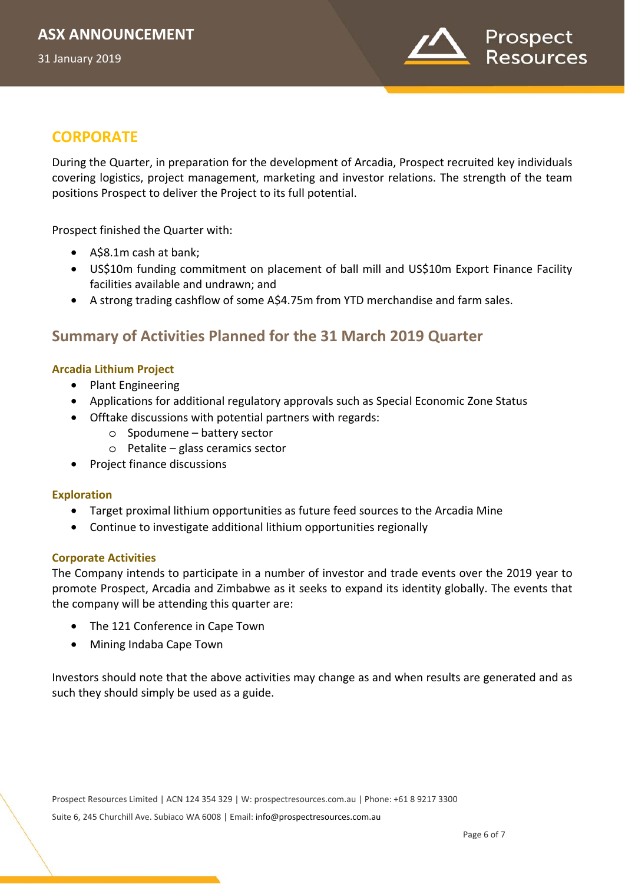## CORPORATE

During the Quarter, in preparation for the development of Arcadia, Prospect recruited key individuals covering logistics, project management, marketing and investor relations. The strength of the team positions Prospect to deliver the Project to its full potential.

Prospect finished the Quarter with:

- A$8.1m cash at bank;
- US$10m funding commitment on placement of ball mill and US$10m Export Finance Facility facilities available and undrawn; and
- A strong trading cashflow of some A$4.75m from YTD merchandise and farm sales.

## Summary of Activities Planned for the 31 March 2019 Quarter

### Arcadia Lithium Project

- Plant Engineering
- Applications for additional regulatory approvals such as Special Economic Zone Status
- Offtake discussions with potential partners with regards:
  - Spodumene – battery sector
  - Petalite – glass ceramics sector
- Project finance discussions

### Exploration

- Target proximal lithium opportunities as future feed sources to the Arcadia Mine
- Continue to investigate additional lithium opportunities regionally

### Corporate Activities

The Company intends to participate in a number of investor and trade events over the 2019 year to promote Prospect, Arcadia and Zimbabwe as it seeks to expand its identity globally. The events that the company will be attending this quarter are:

- The 121 Conference in Cape Town
- Mining Indaba Cape Town

Investors should note that the above activities may change as and when results are generated and as such they should simply be used as a guide.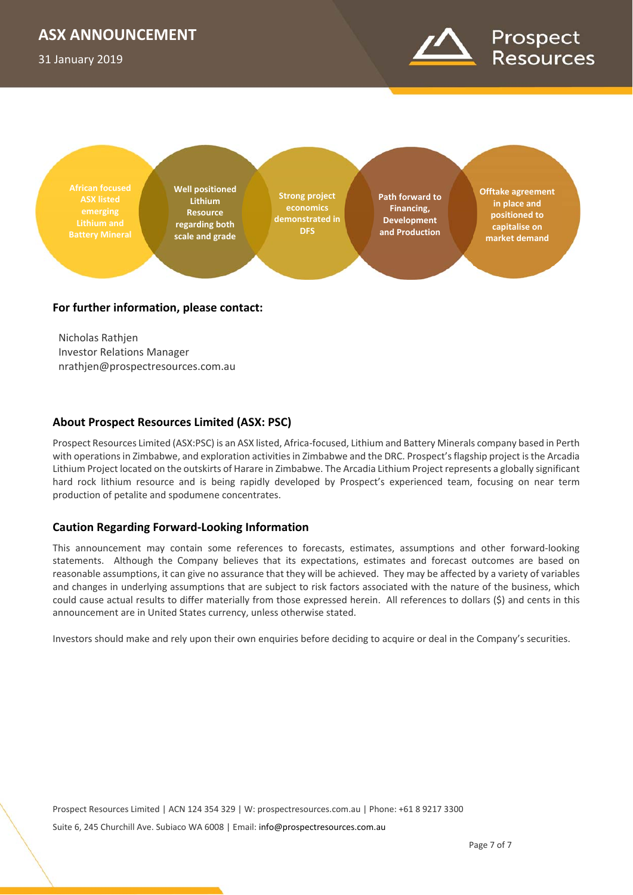African focused ASX listed emerging Lithium and Battery Mineral

Well positioned Lithium Resource regarding both scale and grade

Strong project economics demonstrated in DFS

Path forward to Financing, Development and Production

Offtake agreement in place and positioned to capitalise on market demand

**For further information, please contact:**

Nicholas Rathjen
Investor Relations Manager
nrathjen@prospectresources.com.au

### About Prospect Resources Limited (ASX: PSC)

Prospect Resources Limited (ASX:PSC) is an ASX listed, Africa-focused, Lithium and Battery Minerals company based in Perth with operations in Zimbabwe, and exploration activities in Zimbabwe and the DRC. Prospect's flagship project is the Arcadia Lithium Project located on the outskirts of Harare in Zimbabwe. The Arcadia Lithium Project represents a globally significant hard rock lithium resource and is being rapidly developed by Prospect's experienced team, focusing on near term production of petalite and spodumene concentrates.

### Caution Regarding Forward-Looking Information

This announcement may contain some references to forecasts, estimates, assumptions and other forward-looking statements. Although the Company believes that its expectations, estimates and forecast outcomes are based on reasonable assumptions, it can give no assurance that they will be achieved. They may be affected by a variety of variables and changes in underlying assumptions that are subject to risk factors associated with the nature of the business, which could cause actual results to differ materially from those expressed herein. All references to dollars ($) and cents in this announcement are in United States currency, unless otherwise stated.

Investors should make and rely upon their own enquiries before deciding to acquire or deal in the Company's securities.